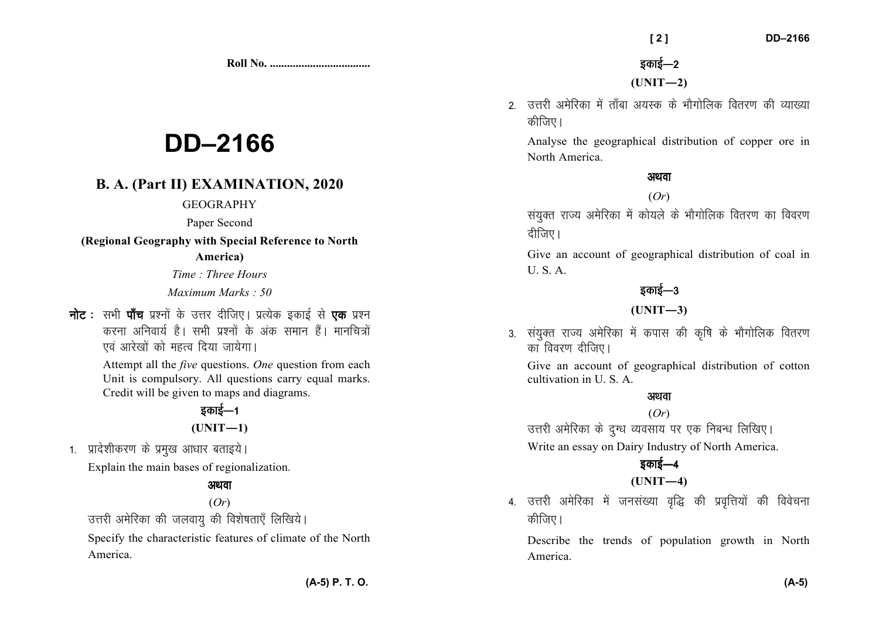**Roll No. ...................................**

# DD–2166

## B. A. (Part II) EXAMINATION, 2020

GEOGRAPHY

Paper Second

**(Regional Geography with Special Reference to North America)**

*Time : Three Hours*

*Maximum Marks : 50*

**नोट :** सभी **पाँच** प्रश्नों के उत्तर दीजिए। प्रत्येक इकाई से **एक** प्रश्न करना अनिवार्य है। सभी प्रश्नों के अंक समान हैं। मानचित्रों एवं आरेखों को महत्व दिया जायेगा।

Attempt all the *five* questions. *One* question from each Unit is compulsory. All questions carry equal marks. Credit will be given to maps and diagrams.

### इकाई—1

### (UNIT—1)

1. प्रादेशीकरण के प्रमुख आधार बताइये।

   Explain the main bases of regionalization.

   **अथवा**

   (*Or*)

   उत्तरी अमेरिका की जलवायु की विशेषताएँ लिखिये।

   Specify the characteristic features of climate of the North America.

### इकाई—2

### (UNIT—2)

2. उत्तरी अमेरिका में ताँबा अयस्क के भौगोलिक वितरण की व्याख्या कीजिए।

   Analyse the geographical distribution of copper ore in North America.

   **अथवा**

   (*Or*)

   संयुक्त राज्य अमेरिका में कोयले के भौगोलिक वितरण का विवरण दीजिए।

   Give an account of geographical distribution of coal in U. S. A.

### इकाई—3

### (UNIT—3)

3. संयुक्त राज्य अमेरिका में कपास की कृषि के भौगोलिक वितरण का विवरण दीजिए।

   Give an account of geographical distribution of cotton cultivation in U. S. A.

   **अथवा**

   (*Or*)

   उत्तरी अमेरिका के दुग्ध व्यवसाय पर एक निबन्ध लिखिए।

   Write an essay on Dairy Industry of North America.

### इकाई—4

### (UNIT—4)

4. उत्तरी अमेरिका में जनसंख्या वृद्धि की प्रवृत्तियों की विवेचना कीजिए।

   Describe the trends of population growth in North America.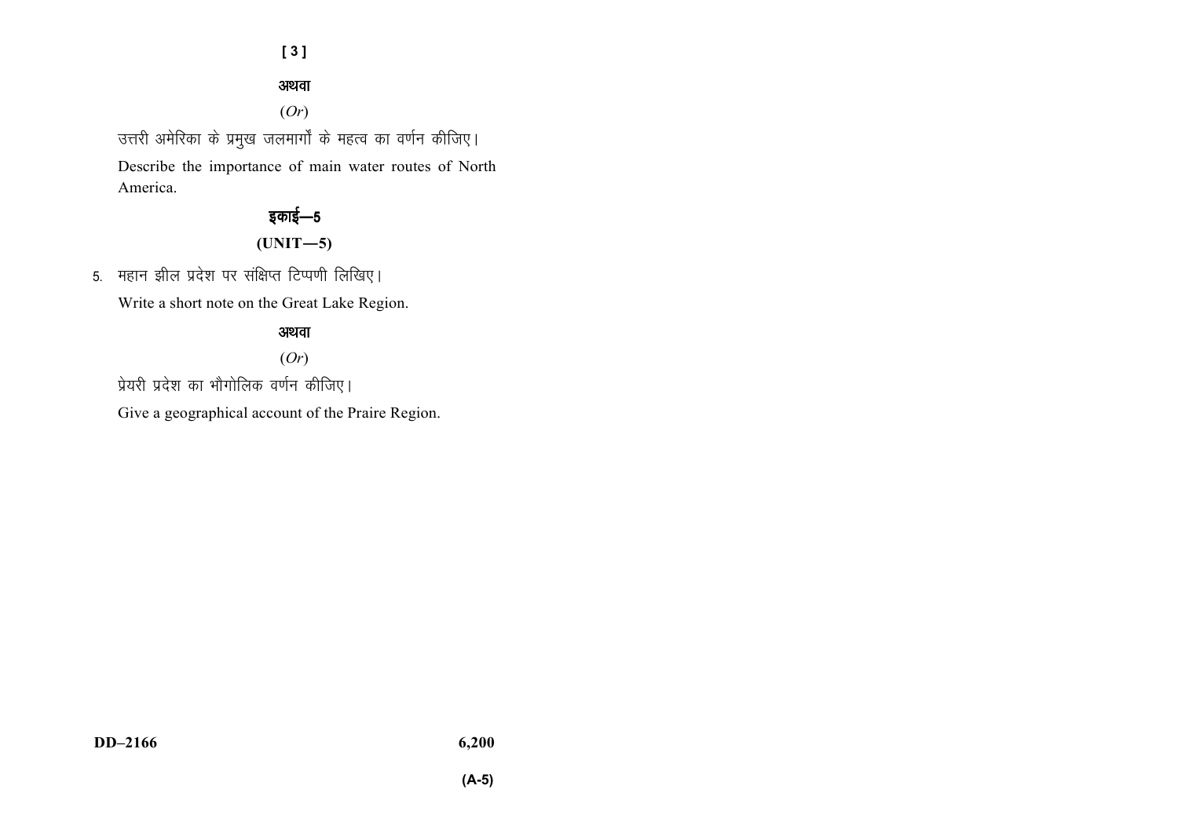अथवा

(*Or*)

उत्तरी अमेरिका के प्रमुख जलमार्गों के महत्व का वर्णन कीजिए।

Describe the importance of main water routes of North America.

### इकाई—5

### (UNIT—5)

5. महान झील प्रदेश पर संक्षिप्त टिप्पणी लिखिए।

   Write a short note on the Great Lake Region.

अथवा

(*Or*)

प्रेयरी प्रदेश का भौगोलिक वर्णन कीजिए।

Give a geographical account of the Praire Region.

DD–2166 6,200

(A-5)